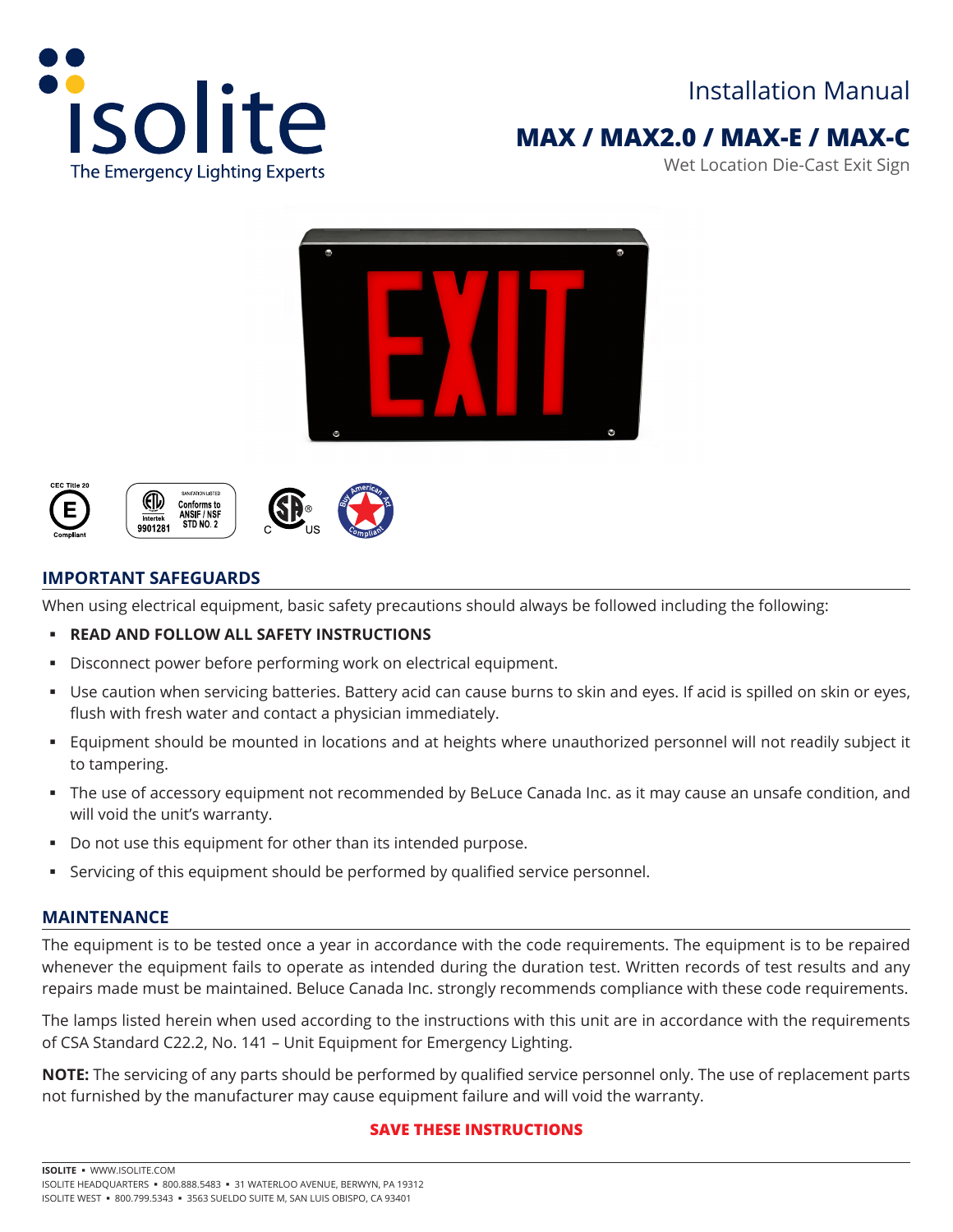isolite
The Emergency Lighting Experts

# Installation Manual

## MAX / MAX2.0 / MAX-E / MAX-C

Wet Location Die-Cast Exit Sign

## IMPORTANT SAFEGUARDS

When using electrical equipment, basic safety precautions should always be followed including the following:

- **READ AND FOLLOW ALL SAFETY INSTRUCTIONS**
- Disconnect power before performing work on electrical equipment.
- Use caution when servicing batteries. Battery acid can cause burns to skin and eyes. If acid is spilled on skin or eyes, flush with fresh water and contact a physician immediately.
- Equipment should be mounted in locations and at heights where unauthorized personnel will not readily subject it to tampering.
- The use of accessory equipment not recommended by BeLuce Canada Inc. as it may cause an unsafe condition, and will void the unit's warranty.
- Do not use this equipment for other than its intended purpose.
- Servicing of this equipment should be performed by qualified service personnel.

## MAINTENANCE

The equipment is to be tested once a year in accordance with the code requirements. The equipment is to be repaired whenever the equipment fails to operate as intended during the duration test. Written records of test results and any repairs made must be maintained. Beluce Canada Inc. strongly recommends compliance with these code requirements.

The lamps listed herein when used according to the instructions with this unit are in accordance with the requirements of CSA Standard C22.2, No. 141 – Unit Equipment for Emergency Lighting.

**NOTE:** The servicing of any parts should be performed by qualified service personnel only. The use of replacement parts not furnished by the manufacturer may cause equipment failure and will void the warranty.

**SAVE THESE INSTRUCTIONS**

**ISOLITE** ▪ WWW.ISOLITE.COM
ISOLITE HEADQUARTERS ▪ 800.888.5483 ▪ 31 WATERLOO AVENUE, BERWYN, PA 19312
ISOLITE WEST ▪ 800.799.5343 ▪ 3563 SUELDO SUITE M, SAN LUIS OBISPO, CA 93401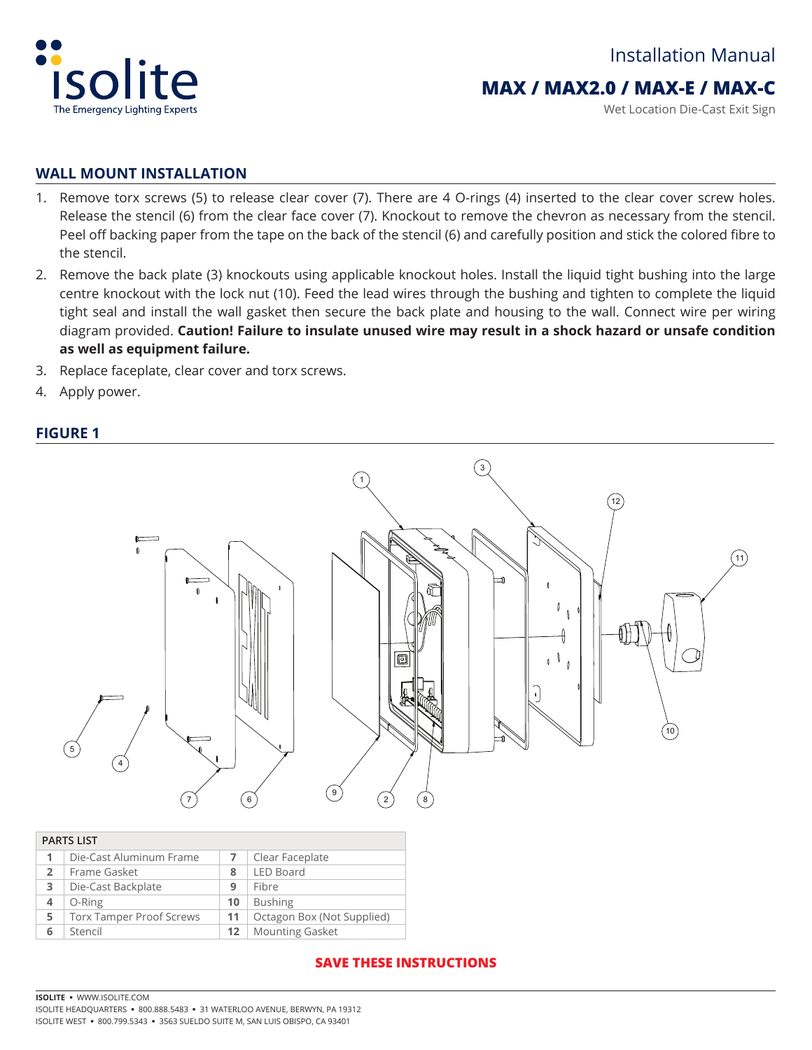Installation Manual

# MAX / MAX2.0 / MAX-E / MAX-C

Wet Location Die-Cast Exit Sign

## WALL MOUNT INSTALLATION

1. Remove torx screws (5) to release clear cover (7). There are 4 O-rings (4) inserted to the clear cover screw holes. Release the stencil (6) from the clear face cover (7). Knockout to remove the chevron as necessary from the stencil. Peel off backing paper from the tape on the back of the stencil (6) and carefully position and stick the colored fibre to the stencil.
2. Remove the back plate (3) knockouts using applicable knockout holes. Install the liquid tight bushing into the large centre knockout with the lock nut (10). Feed the lead wires through the bushing and tighten to complete the liquid tight seal and install the wall gasket then secure the back plate and housing to the wall. Connect wire per wiring diagram provided. **Caution! Failure to insulate unused wire may result in a shock hazard or unsafe condition as well as equipment failure.**
3. Replace faceplate, clear cover and torx screws.
4. Apply power.

## FIGURE 1

| PARTS LIST | | | |
|---|---|---|---|
| 1 | Die-Cast Aluminum Frame | 7 | Clear Faceplate |
| 2 | Frame Gasket | 8 | LED Board |
| 3 | Die-Cast Backplate | 9 | Fibre |
| 4 | O-Ring | 10 | Bushing |
| 5 | Torx Tamper Proof Screws | 11 | Octagon Box (Not Supplied) |
| 6 | Stencil | 12 | Mounting Gasket |

**SAVE THESE INSTRUCTIONS**

**ISOLITE** ▪ WWW.ISOLITE.COM
ISOLITE HEADQUARTERS ▪ 800.888.5483 ▪ 31 WATERLOO AVENUE, BERWYN, PA 19312
ISOLITE WEST ▪ 800.799.5343 ▪ 3563 SUELDO SUITE M, SAN LUIS OBISPO, CA 93401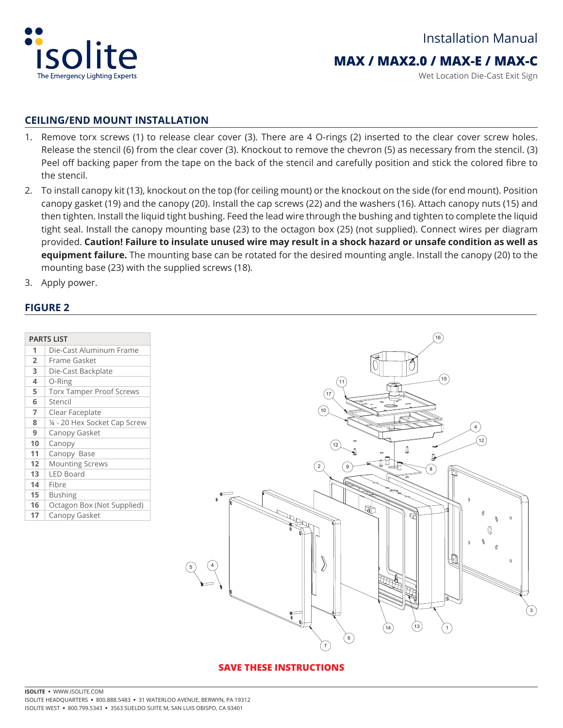Installation Manual

# MAX / MAX2.0 / MAX-E / MAX-C

Wet Location Die-Cast Exit Sign

## CEILING/END MOUNT INSTALLATION

1. Remove torx screws (1) to release clear cover (3). There are 4 O-rings (2) inserted to the clear cover screw holes. Release the stencil (6) from the clear cover (3). Knockout to remove the chevron (5) as necessary from the stencil. (3) Peel off backing paper from the tape on the back of the stencil and carefully position and stick the colored fibre to the stencil.
2. To install canopy kit (13), knockout on the top (for ceiling mount) or the knockout on the side (for end mount). Position canopy gasket (19) and the canopy (20). Install the cap screws (22) and the washers (16). Attach canopy nuts (15) and then tighten. Install the liquid tight bushing. Feed the lead wire through the bushing and tighten to complete the liquid tight seal. Install the canopy mounting base (23) to the octagon box (25) (not supplied). Connect wires per diagram provided. **Caution! Failure to insulate unused wire may result in a shock hazard or unsafe condition as well as equipment failure.** The mounting base can be rotated for the desired mounting angle. Install the canopy (20) to the mounting base (23) with the supplied screws (18).
3. Apply power.

## FIGURE 2

| PARTS LIST | |
|---|---|
| 1 | Die-Cast Aluminum Frame |
| 2 | Frame Gasket |
| 3 | Die-Cast Backplate |
| 4 | O-Ring |
| 5 | Torx Tamper Proof Screws |
| 6 | Stencil |
| 7 | Clear Faceplate |
| 8 | ¼ - 20 Hex Socket Cap Screw |
| 9 | Canopy Gasket |
| 10 | Canopy |
| 11 | Canopy Base |
| 12 | Mounting Screws |
| 13 | LED Board |
| 14 | Fibre |
| 15 | Bushing |
| 16 | Octagon Box (Not Supplied) |
| 17 | Canopy Gasket |

**SAVE THESE INSTRUCTIONS**

**ISOLITE** ▪ WWW.ISOLITE.COM
ISOLITE HEADQUARTERS ▪ 800.888.5483 ▪ 31 WATERLOO AVENUE, BERWYN, PA 19312
ISOLITE WEST ▪ 800.799.5343 ▪ 3563 SUELDO SUITE M, SAN LUIS OBISPO, CA 93401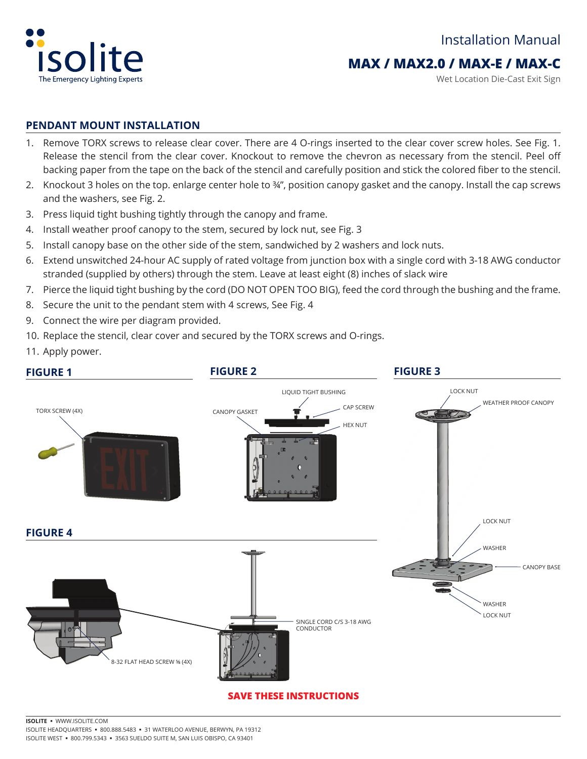# Installation Manual

## MAX / MAX2.0 / MAX-E / MAX-C

Wet Location Die-Cast Exit Sign

## PENDANT MOUNT INSTALLATION

1. Remove TORX screws to release clear cover. There are 4 O-rings inserted to the clear cover screw holes. See Fig. 1. Release the stencil from the clear cover. Knockout to remove the chevron as necessary from the stencil. Peel off backing paper from the tape on the back of the stencil and carefully position and stick the colored fiber to the stencil.
2. Knockout 3 holes on the top. enlarge center hole to ¾", position canopy gasket and the canopy. Install the cap screws and the washers, see Fig. 2.
3. Press liquid tight bushing tightly through the canopy and frame.
4. Install weather proof canopy to the stem, secured by lock nut, see Fig. 3
5. Install canopy base on the other side of the stem, sandwiched by 2 washers and lock nuts.
6. Extend unswitched 24-hour AC supply of rated voltage from junction box with a single cord with 3-18 AWG conductor stranded (supplied by others) through the stem. Leave at least eight (8) inches of slack wire
7. Pierce the liquid tight bushing by the cord (DO NOT OPEN TOO BIG), feed the cord through the bushing and the frame.
8. Secure the unit to the pendant stem with 4 screws, See Fig. 4
9. Connect the wire per diagram provided.
10. Replace the stencil, clear cover and secured by the TORX screws and O-rings.
11. Apply power.

### FIGURE 1

TORX SCREW (4X)

### FIGURE 2

LIQUID TIGHT BUSHING

CANOPY GASKET

CAP SCREW

HEX NUT

### FIGURE 3

LOCK NUT

WEATHER PROOF CANOPY

LOCK NUT

WASHER

CANOPY BASE

WASHER

LOCK NUT

### FIGURE 4

8-32 FLAT HEAD SCREW ⅝ (4X)

SINGLE CORD C/S 3-18 AWG CONDUCTOR

**SAVE THESE INSTRUCTIONS**

**ISOLITE** ▪ WWW.ISOLITE.COM
ISOLITE HEADQUARTERS ▪ 800.888.5483 ▪ 31 WATERLOO AVENUE, BERWYN, PA 19312
ISOLITE WEST ▪ 800.799.5343 ▪ 3563 SUELDO SUITE M, SAN LUIS OBISPO, CA 93401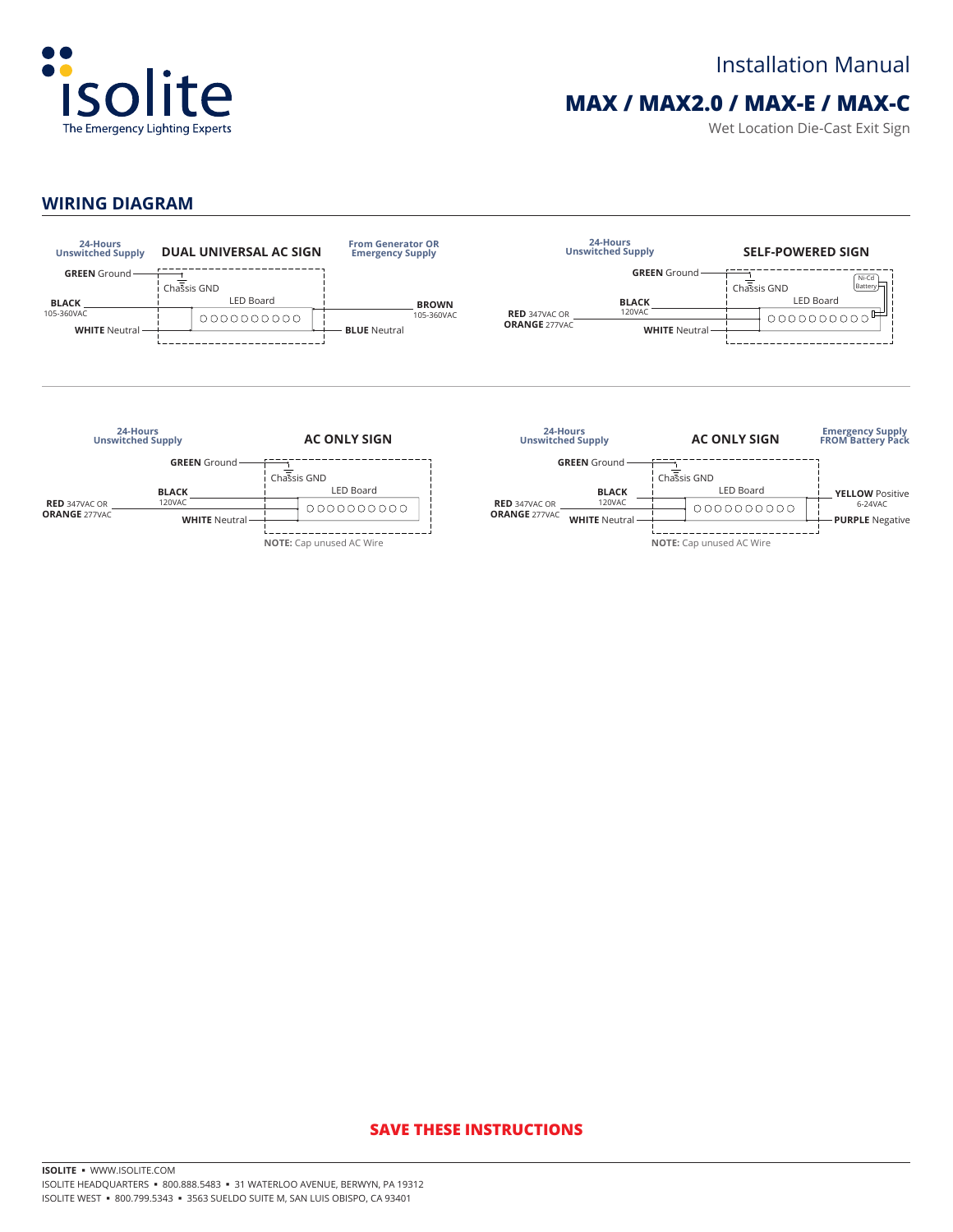Installation Manual

# MAX / MAX2.0 / MAX-E / MAX-C

Wet Location Die-Cast Exit Sign

## WIRING DIAGRAM

### DUAL UNIVERSAL AC SIGN

24-Hours Unswitched Supply

GREEN Ground

Chassis GND

BLACK 105-360VAC

LED Board

WHITE Neutral

From Generator OR Emergency Supply

BROWN 105-360VAC

BLUE Neutral

### SELF-POWERED SIGN

24-Hours Unswitched Supply

GREEN Ground

Chassis GND

Ni-Cd Battery

BLACK 120VAC

LED Board

RED 347VAC OR ORANGE 277VAC

WHITE Neutral

### AC ONLY SIGN

24-Hours Unswitched Supply

GREEN Ground

Chassis GND

BLACK 120VAC

LED Board

RED 347VAC OR ORANGE 277VAC

WHITE Neutral

**NOTE:** Cap unused AC Wire

### AC ONLY SIGN

24-Hours Unswitched Supply

GREEN Ground

Chassis GND

BLACK 120VAC

LED Board

RED 347VAC OR ORANGE 277VAC

WHITE Neutral

Emergency Supply FROM Battery Pack

YELLOW Positive 6-24VAC

PURPLE Negative

**NOTE:** Cap unused AC Wire

**SAVE THESE INSTRUCTIONS**

**ISOLITE** ▪ WWW.ISOLITE.COM
ISOLITE HEADQUARTERS ▪ 800.888.5483 ▪ 31 WATERLOO AVENUE, BERWYN, PA 19312
ISOLITE WEST ▪ 800.799.5343 ▪ 3563 SUELDO SUITE M, SAN LUIS OBISPO, CA 93401